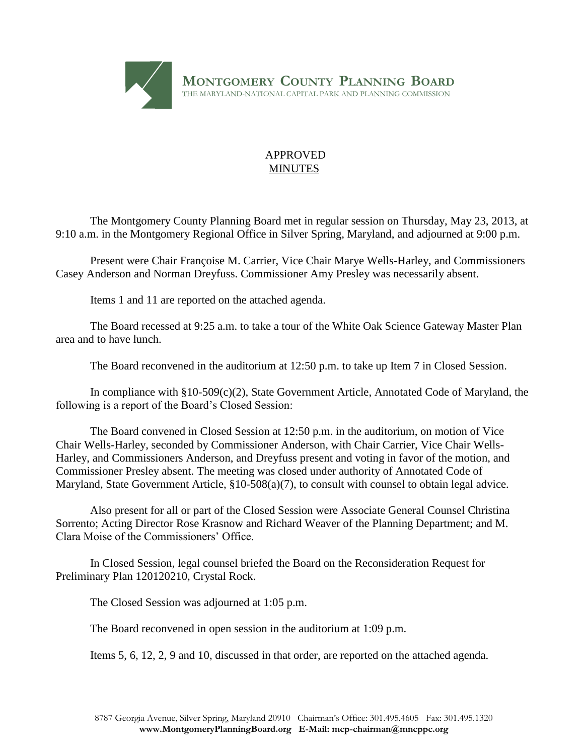**MONTGOMERY COUNTY PLANNING BOARD**
THE MARYLAND-NATIONAL CAPITAL PARK AND PLANNING COMMISSION

# APPROVED
## MINUTES

The Montgomery County Planning Board met in regular session on Thursday, May 23, 2013, at 9:10 a.m. in the Montgomery Regional Office in Silver Spring, Maryland, and adjourned at 9:00 p.m.

Present were Chair Françoise M. Carrier, Vice Chair Marye Wells-Harley, and Commissioners Casey Anderson and Norman Dreyfuss. Commissioner Amy Presley was necessarily absent.

Items 1 and 11 are reported on the attached agenda.

The Board recessed at 9:25 a.m. to take a tour of the White Oak Science Gateway Master Plan area and to have lunch.

The Board reconvened in the auditorium at 12:50 p.m. to take up Item 7 in Closed Session.

In compliance with §10-509(c)(2), State Government Article, Annotated Code of Maryland, the following is a report of the Board's Closed Session:

The Board convened in Closed Session at 12:50 p.m. in the auditorium, on motion of Vice Chair Wells-Harley, seconded by Commissioner Anderson, with Chair Carrier, Vice Chair Wells-Harley, and Commissioners Anderson, and Dreyfuss present and voting in favor of the motion, and Commissioner Presley absent. The meeting was closed under authority of Annotated Code of Maryland, State Government Article, §10-508(a)(7), to consult with counsel to obtain legal advice.

Also present for all or part of the Closed Session were Associate General Counsel Christina Sorrento; Acting Director Rose Krasnow and Richard Weaver of the Planning Department; and M. Clara Moise of the Commissioners' Office.

In Closed Session, legal counsel briefed the Board on the Reconsideration Request for Preliminary Plan 120120210, Crystal Rock.

The Closed Session was adjourned at 1:05 p.m.

The Board reconvened in open session in the auditorium at 1:09 p.m.

Items 5, 6, 12, 2, 9 and 10, discussed in that order, are reported on the attached agenda.

8787 Georgia Avenue, Silver Spring, Maryland 20910 Chairman's Office: 301.495.4605 Fax: 301.495.1320
**www.MontgomeryPlanningBoard.org E-Mail: mcp-chairman@mncppc.org**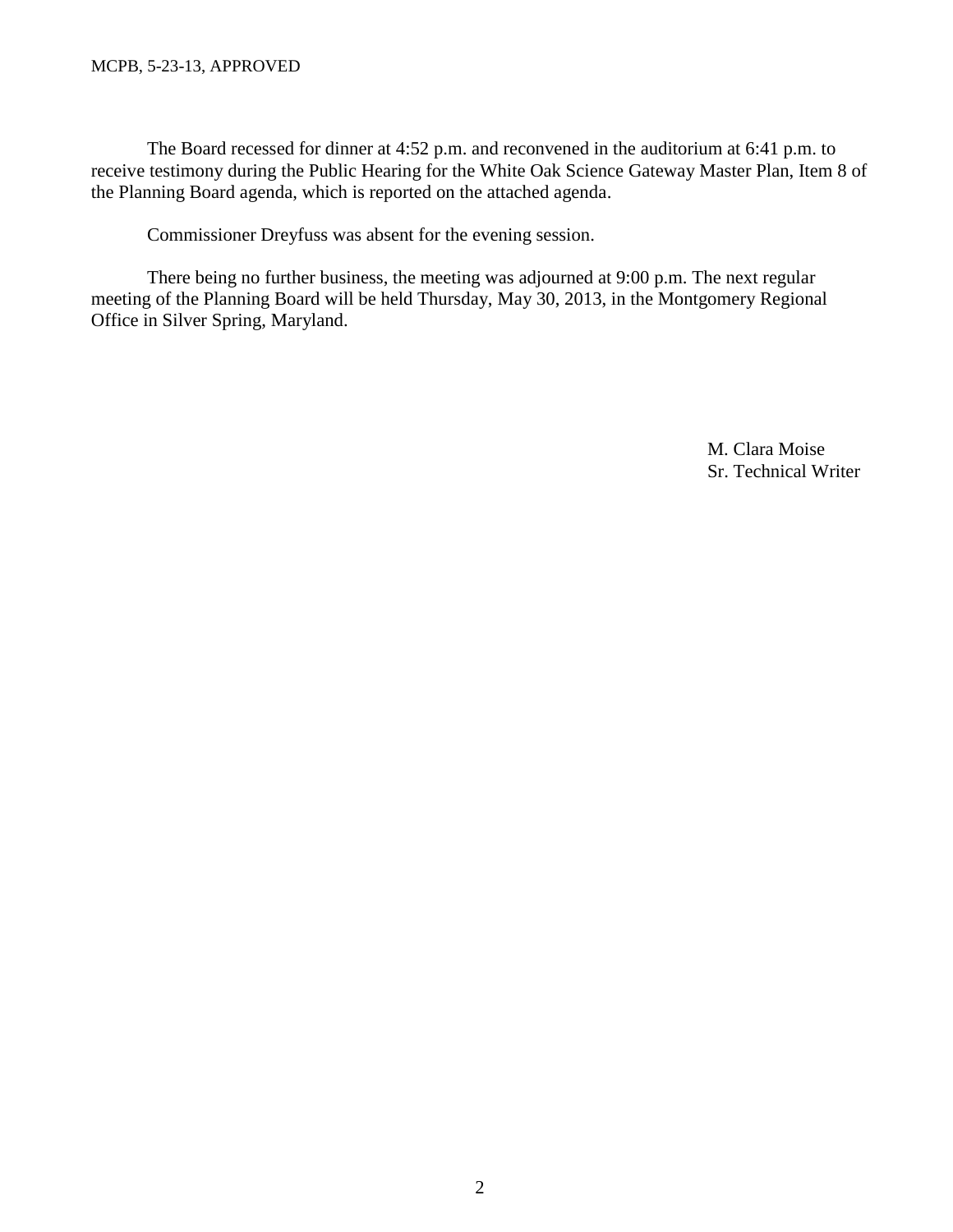The Board recessed for dinner at 4:52 p.m. and reconvened in the auditorium at 6:41 p.m. to receive testimony during the Public Hearing for the White Oak Science Gateway Master Plan, Item 8 of the Planning Board agenda, which is reported on the attached agenda.

Commissioner Dreyfuss was absent for the evening session.

There being no further business, the meeting was adjourned at 9:00 p.m. The next regular meeting of the Planning Board will be held Thursday, May 30, 2013, in the Montgomery Regional Office in Silver Spring, Maryland.

M. Clara Moise
Sr. Technical Writer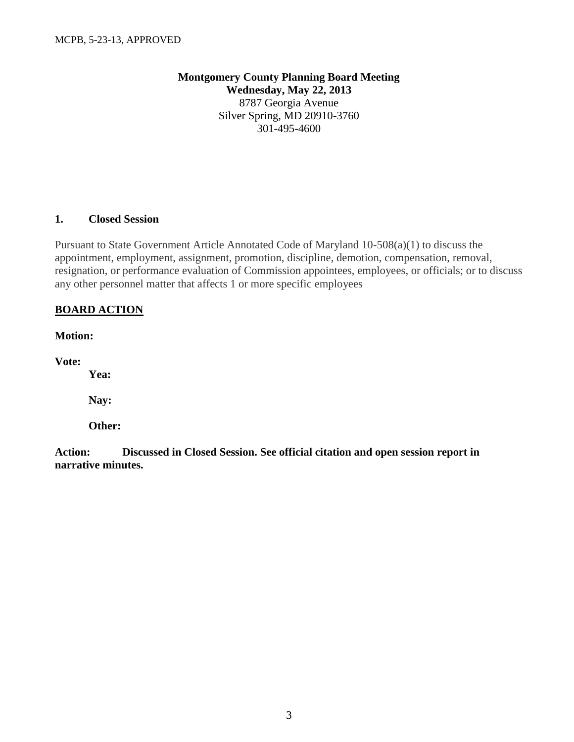**Montgomery County Planning Board Meeting**
**Wednesday, May 22, 2013**
8787 Georgia Avenue
Silver Spring, MD 20910-3760
301-495-4600

### 1. Closed Session

Pursuant to State Government Article Annotated Code of Maryland 10-508(a)(1) to discuss the appointment, employment, assignment, promotion, discipline, demotion, compensation, removal, resignation, or performance evaluation of Commission appointees, employees, or officials; or to discuss any other personnel matter that affects 1 or more specific employees

**BOARD ACTION**

**Motion:**

**Vote:**

**Yea:**

**Nay:**

**Other:**

**Action:** **Discussed in Closed Session. See official citation and open session report in narrative minutes.**